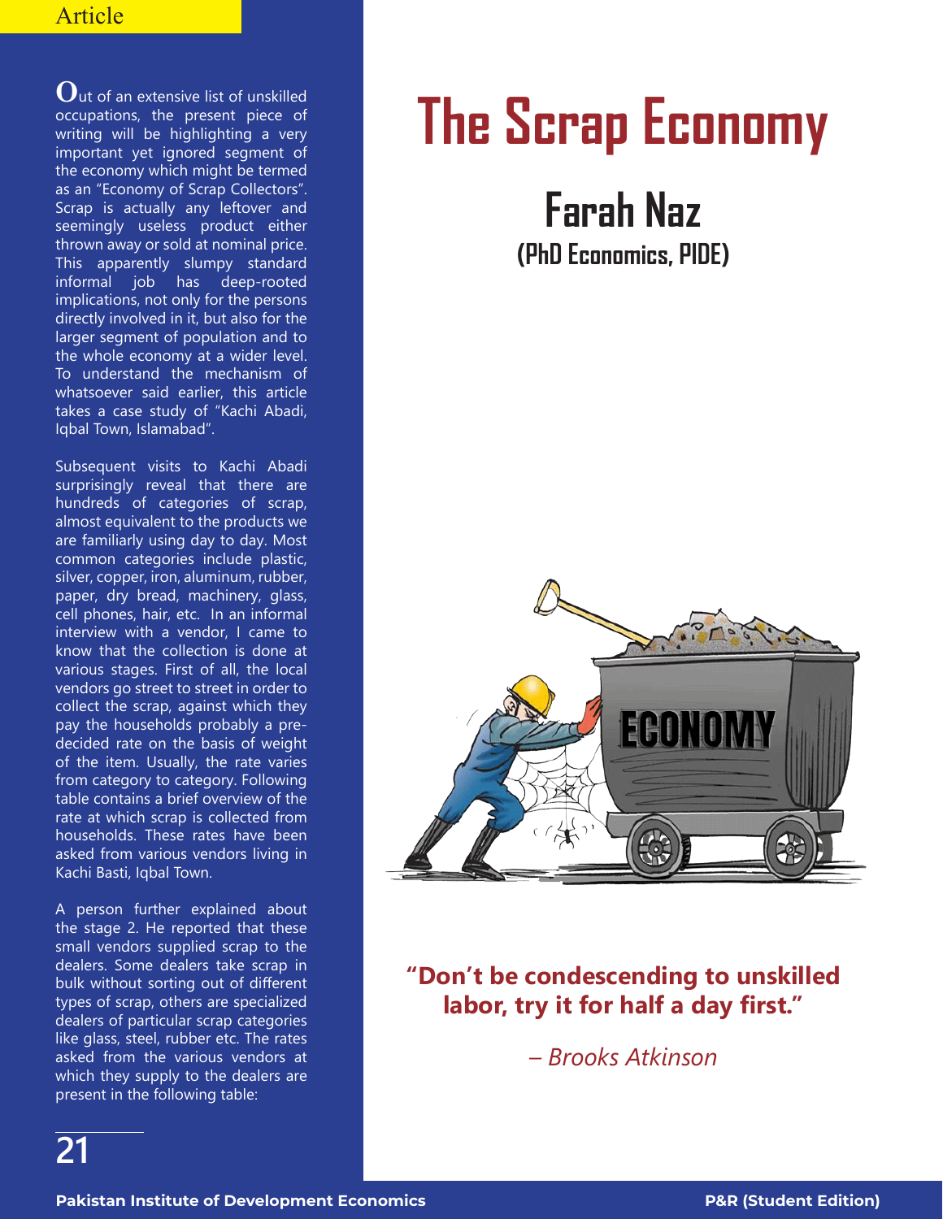# The Scrap Economy

## Farah Naz

**(PhD Economics, PIDE)**

Out of an extensive list of unskilled occupations, the present piece of writing will be highlighting a very important yet ignored segment of the economy which might be termed as an "Economy of Scrap Collectors". Scrap is actually any leftover and seemingly useless product either thrown away or sold at nominal price. This apparently slumpy standard informal job has deep-rooted implications, not only for the persons directly involved in it, but also for the larger segment of population and to the whole economy at a wider level. To understand the mechanism of whatsoever said earlier, this article takes a case study of "Kachi Abadi, Iqbal Town, Islamabad".

Subsequent visits to Kachi Abadi surprisingly reveal that there are hundreds of categories of scrap, almost equivalent to the products we are familiarly using day to day. Most common categories include plastic, silver, copper, iron, aluminum, rubber, paper, dry bread, machinery, glass, cell phones, hair, etc. In an informal interview with a vendor, I came to know that the collection is done at various stages. First of all, the local vendors go street to street in order to collect the scrap, against which they pay the households probably a pre-decided rate on the basis of weight of the item. Usually, the rate varies from category to category. Following table contains a brief overview of the rate at which scrap is collected from households. These rates have been asked from various vendors living in Kachi Basti, Iqbal Town.

A person further explained about the stage 2. He reported that these small vendors supplied scrap to the dealers. Some dealers take scrap in bulk without sorting out of different types of scrap, others are specialized dealers of particular scrap categories like glass, steel, rubber etc. The rates asked from the various vendors at which they supply to the dealers are present in the following table:

**"Don't be condescending to unskilled labor, try it for half a day first."**

*– Brooks Atkinson*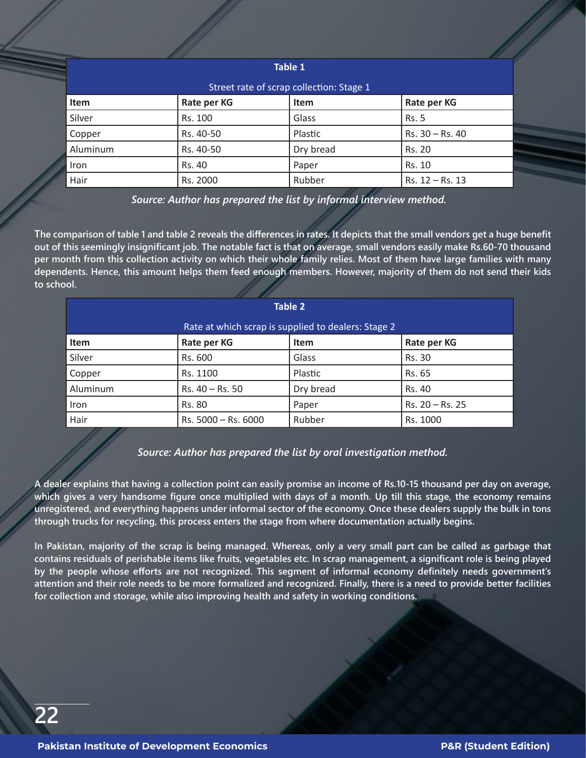| Table 1 | | | |
| --- | --- | --- | --- |
| Street rate of scrap collection: Stage 1 | | | |
| **Item** | **Rate per KG** | **Item** | **Rate per KG** |
| Silver | Rs. 100 | Glass | Rs. 5 |
| Copper | Rs. 40-50 | Plastic | Rs. 30 – Rs. 40 |
| Aluminum | Rs. 40-50 | Dry bread | Rs. 20 |
| Iron | Rs. 40 | Paper | Rs. 10 |
| Hair | Rs. 2000 | Rubber | Rs. 12 – Rs. 13 |

*Source: Author has prepared the list by informal interview method.*

The comparison of table 1 and table 2 reveals the differences in rates. It depicts that the small vendors get a huge benefit out of this seemingly insignificant job. The notable fact is that on average, small vendors easily make Rs.60-70 thousand per month from this collection activity on which their whole family relies. Most of them have large families with many dependents. Hence, this amount helps them feed enough members. However, majority of them do not send their kids to school.

| Table 2 | | | |
| --- | --- | --- | --- |
| Rate at which scrap is supplied to dealers: Stage 2 | | | |
| **Item** | **Rate per KG** | **Item** | **Rate per KG** |
| Silver | Rs. 600 | Glass | Rs. 30 |
| Copper | Rs. 1100 | Plastic | Rs. 65 |
| Aluminum | Rs. 40 – Rs. 50 | Dry bread | Rs. 40 |
| Iron | Rs. 80 | Paper | Rs. 20 – Rs. 25 |
| Hair | Rs. 5000 – Rs. 6000 | Rubber | Rs. 1000 |

*Source: Author has prepared the list by oral investigation method.*

A dealer explains that having a collection point can easily promise an income of Rs.10-15 thousand per day on average, which gives a very handsome figure once multiplied with days of a month. Up till this stage, the economy remains unregistered, and everything happens under informal sector of the economy. Once these dealers supply the bulk in tons through trucks for recycling, this process enters the stage from where documentation actually begins.

In Pakistan, majority of the scrap is being managed. Whereas, only a very small part can be called as garbage that contains residuals of perishable items like fruits, vegetables etc. In scrap management, a significant role is being played by the people whose efforts are not recognized. This segment of informal economy definitely needs government's attention and their role needs to be more formalized and recognized. Finally, there is a need to provide better facilities for collection and storage, while also improving health and safety in working conditions.